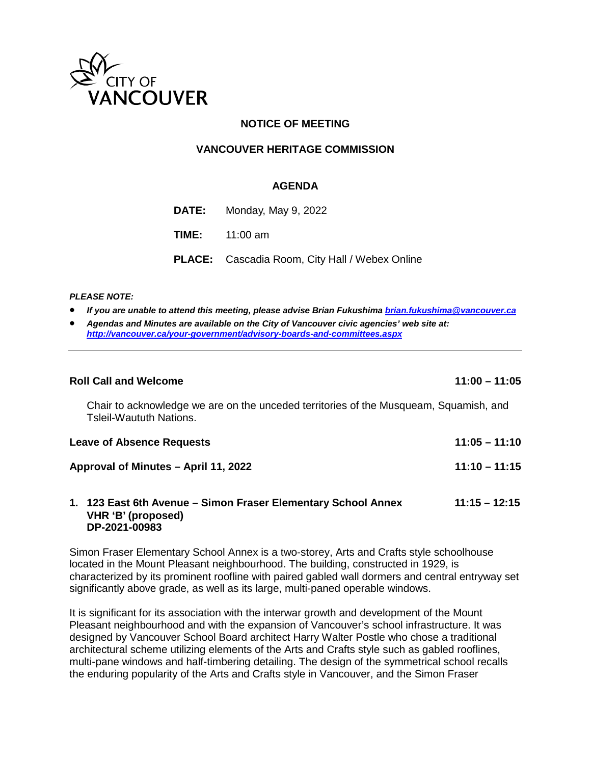CITY OF VANCOUVER

**NOTICE OF MEETING**

**VANCOUVER HERITAGE COMMISSION**

**AGENDA**

**DATE:** Monday, May 9, 2022

**TIME:** 11:00 am

**PLACE:** Cascadia Room, City Hall / Webex Online

***PLEASE NOTE:***

- ***If you are unable to attend this meeting, please advise Brian Fukushima [brian.fukushima@vancouver.ca](mailto:brian.fukushima@vancouver.ca)***
- ***Agendas and Minutes are available on the City of Vancouver civic agencies' web site at: [http://vancouver.ca/your-government/advisory-boards-and-committees.aspx](http://vancouver.ca/your-government/advisory-boards-and-committees.aspx)***

---

**Roll Call and Welcome** **11:00 – 11:05**

Chair to acknowledge we are on the unceded territories of the Musqueam, Squamish, and Tsleil-Waututh Nations.

**Leave of Absence Requests** **11:05 – 11:10**

**Approval of Minutes – April 11, 2022** **11:10 – 11:15**

**1. 123 East 6th Avenue – Simon Fraser Elementary School Annex VHR 'B' (proposed) DP-2021-00983** **11:15 – 12:15**

Simon Fraser Elementary School Annex is a two-storey, Arts and Crafts style schoolhouse located in the Mount Pleasant neighbourhood. The building, constructed in 1929, is characterized by its prominent roofline with paired gabled wall dormers and central entryway set significantly above grade, as well as its large, multi-paned operable windows.

It is significant for its association with the interwar growth and development of the Mount Pleasant neighbourhood and with the expansion of Vancouver's school infrastructure. It was designed by Vancouver School Board architect Harry Walter Postle who chose a traditional architectural scheme utilizing elements of the Arts and Crafts style such as gabled rooflines, multi-pane windows and half-timbering detailing. The design of the symmetrical school recalls the enduring popularity of the Arts and Crafts style in Vancouver, and the Simon Fraser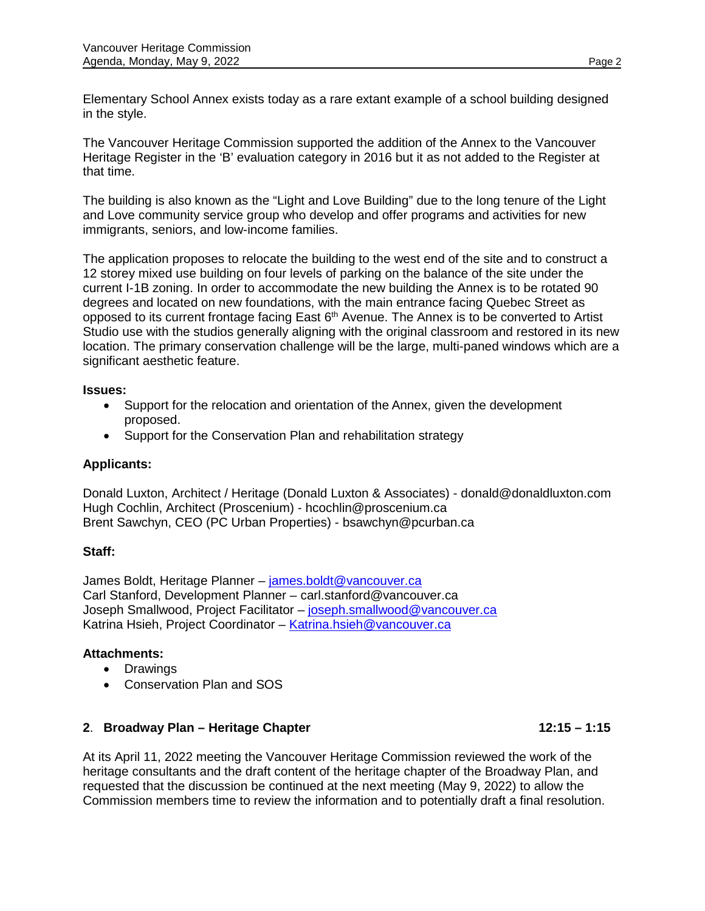Elementary School Annex exists today as a rare extant example of a school building designed in the style.

The Vancouver Heritage Commission supported the addition of the Annex to the Vancouver Heritage Register in the 'B' evaluation category in 2016 but it as not added to the Register at that time.

The building is also known as the "Light and Love Building" due to the long tenure of the Light and Love community service group who develop and offer programs and activities for new immigrants, seniors, and low-income families.

The application proposes to relocate the building to the west end of the site and to construct a 12 storey mixed use building on four levels of parking on the balance of the site under the current I-1B zoning. In order to accommodate the new building the Annex is to be rotated 90 degrees and located on new foundations, with the main entrance facing Quebec Street as opposed to its current frontage facing East 6th Avenue. The Annex is to be converted to Artist Studio use with the studios generally aligning with the original classroom and restored in its new location. The primary conservation challenge will be the large, multi-paned windows which are a significant aesthetic feature.

**Issues:**

- Support for the relocation and orientation of the Annex, given the development proposed.
- Support for the Conservation Plan and rehabilitation strategy

**Applicants:**

Donald Luxton, Architect / Heritage (Donald Luxton & Associates) - donald@donaldluxton.com
Hugh Cochlin, Architect (Proscenium) - hcochlin@proscenium.ca
Brent Sawchyn, CEO (PC Urban Properties) - bsawchyn@pcurban.ca

**Staff:**

James Boldt, Heritage Planner – james.boldt@vancouver.ca
Carl Stanford, Development Planner – carl.stanford@vancouver.ca
Joseph Smallwood, Project Facilitator – joseph.smallwood@vancouver.ca
Katrina Hsieh, Project Coordinator – Katrina.hsieh@vancouver.ca

**Attachments:**

- Drawings
- Conservation Plan and SOS

## 2. Broadway Plan – Heritage Chapter 12:15 – 1:15

At its April 11, 2022 meeting the Vancouver Heritage Commission reviewed the work of the heritage consultants and the draft content of the heritage chapter of the Broadway Plan, and requested that the discussion be continued at the next meeting (May 9, 2022) to allow the Commission members time to review the information and to potentially draft a final resolution.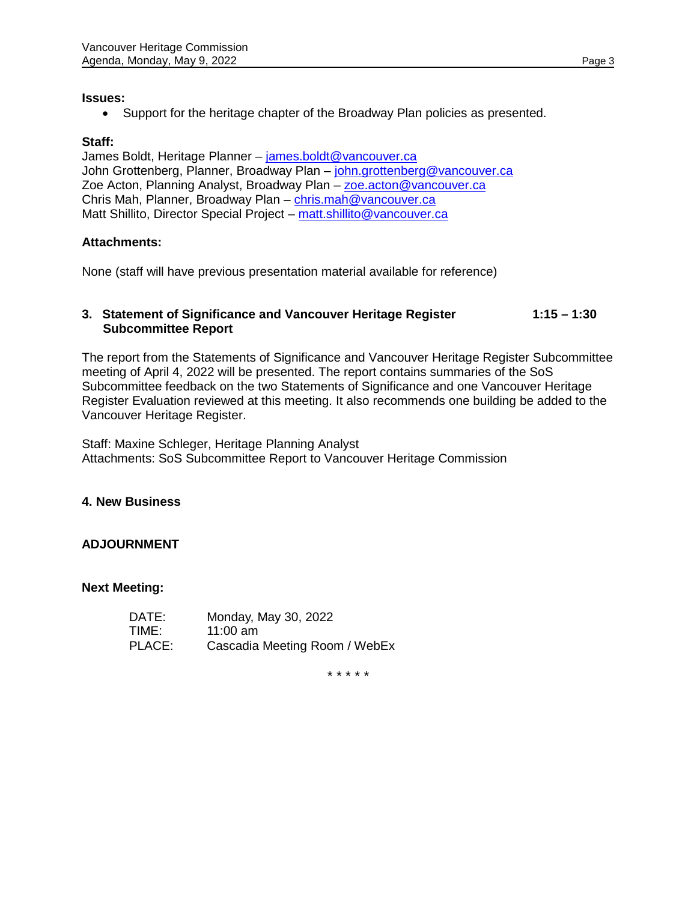**Issues:**

- Support for the heritage chapter of the Broadway Plan policies as presented.

**Staff:**

James Boldt, Heritage Planner – james.boldt@vancouver.ca
John Grottenberg, Planner, Broadway Plan – john.grottenberg@vancouver.ca
Zoe Acton, Planning Analyst, Broadway Plan – zoe.acton@vancouver.ca
Chris Mah, Planner, Broadway Plan – chris.mah@vancouver.ca
Matt Shillito, Director Special Project – matt.shillito@vancouver.ca

**Attachments:**

None (staff will have previous presentation material available for reference)

### 3. Statement of Significance and Vancouver Heritage Register Subcommittee Report 1:15 – 1:30

The report from the Statements of Significance and Vancouver Heritage Register Subcommittee meeting of April 4, 2022 will be presented. The report contains summaries of the SoS Subcommittee feedback on the two Statements of Significance and one Vancouver Heritage Register Evaluation reviewed at this meeting. It also recommends one building be added to the Vancouver Heritage Register.

Staff: Maxine Schleger, Heritage Planning Analyst
Attachments: SoS Subcommittee Report to Vancouver Heritage Commission

### 4. New Business

### ADJOURNMENT

**Next Meeting:**

| | |
|---|---|
| DATE: | Monday, May 30, 2022 |
| TIME: | 11:00 am |
| PLACE: | Cascadia Meeting Room / WebEx |

\* \* \* \* \*